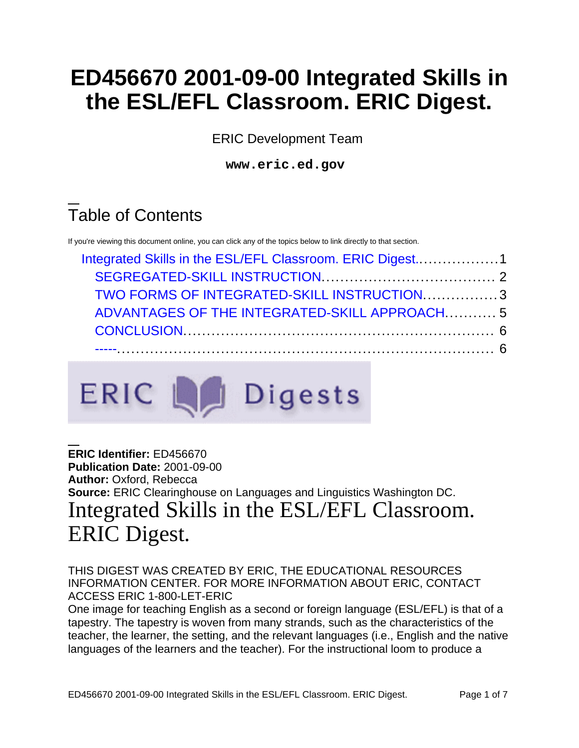# ED456670 2001-09-00 Integrated Skills in the ESL/EFL Classroom. ERIC Digest.

ERIC Development Team

**www.eric.ed.gov**

## Table of Contents

If you're viewing this document online, you can click any of the topics below to link directly to that section.

- Integrated Skills in the ESL/EFL Classroom. ERIC Digest.................1
  - SEGREGATED-SKILL INSTRUCTION.................................... 2
  - TWO FORMS OF INTEGRATED-SKILL INSTRUCTION................3
  - ADVANTAGES OF THE INTEGRATED-SKILL APPROACH........... 5
  - CONCLUSION.................................................................. 6
  - -----........................................................................... 6

ERIC Digests

**ERIC Identifier:** ED456670
**Publication Date:** 2001-09-00
**Author:** Oxford, Rebecca
**Source:** ERIC Clearinghouse on Languages and Linguistics Washington DC.

# Integrated Skills in the ESL/EFL Classroom. ERIC Digest.

THIS DIGEST WAS CREATED BY ERIC, THE EDUCATIONAL RESOURCES INFORMATION CENTER. FOR MORE INFORMATION ABOUT ERIC, CONTACT ACCESS ERIC 1-800-LET-ERIC

One image for teaching English as a second or foreign language (ESL/EFL) is that of a tapestry. The tapestry is woven from many strands, such as the characteristics of the teacher, the learner, the setting, and the relevant languages (i.e., English and the native languages of the learners and the teacher). For the instructional loom to produce a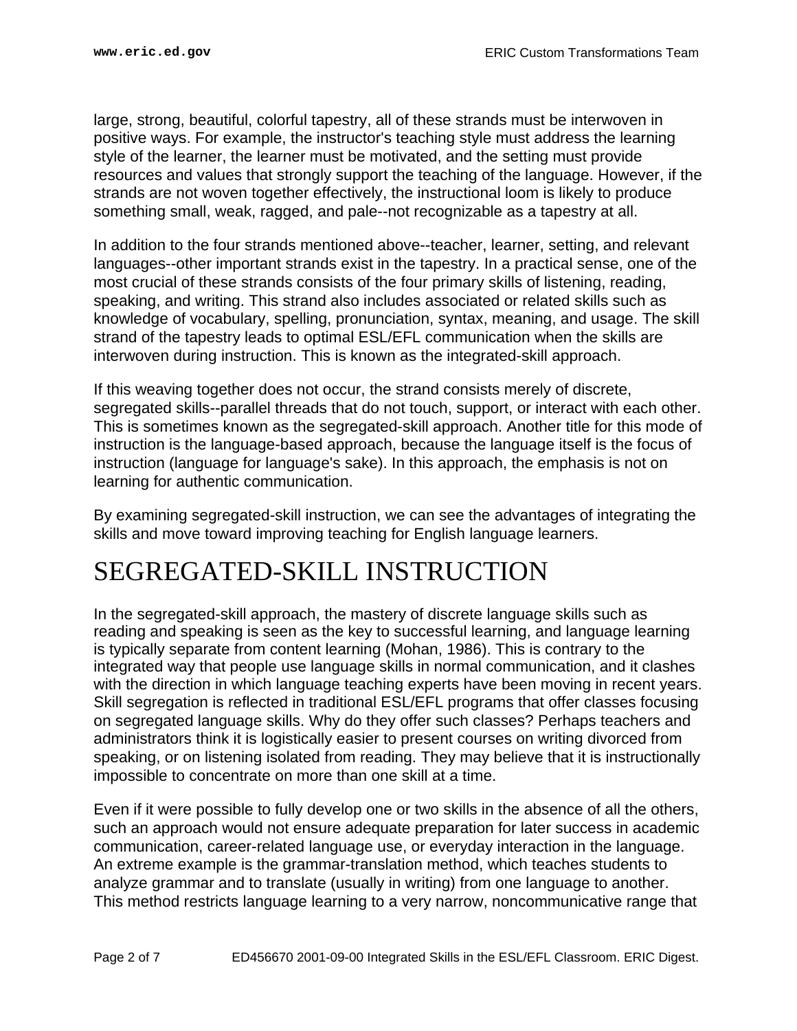large, strong, beautiful, colorful tapestry, all of these strands must be interwoven in positive ways. For example, the instructor's teaching style must address the learning style of the learner, the learner must be motivated, and the setting must provide resources and values that strongly support the teaching of the language. However, if the strands are not woven together effectively, the instructional loom is likely to produce something small, weak, ragged, and pale--not recognizable as a tapestry at all.

In addition to the four strands mentioned above--teacher, learner, setting, and relevant languages--other important strands exist in the tapestry. In a practical sense, one of the most crucial of these strands consists of the four primary skills of listening, reading, speaking, and writing. This strand also includes associated or related skills such as knowledge of vocabulary, spelling, pronunciation, syntax, meaning, and usage. The skill strand of the tapestry leads to optimal ESL/EFL communication when the skills are interwoven during instruction. This is known as the integrated-skill approach.

If this weaving together does not occur, the strand consists merely of discrete, segregated skills--parallel threads that do not touch, support, or interact with each other. This is sometimes known as the segregated-skill approach. Another title for this mode of instruction is the language-based approach, because the language itself is the focus of instruction (language for language's sake). In this approach, the emphasis is not on learning for authentic communication.

By examining segregated-skill instruction, we can see the advantages of integrating the skills and move toward improving teaching for English language learners.

# SEGREGATED-SKILL INSTRUCTION

In the segregated-skill approach, the mastery of discrete language skills such as reading and speaking is seen as the key to successful learning, and language learning is typically separate from content learning (Mohan, 1986). This is contrary to the integrated way that people use language skills in normal communication, and it clashes with the direction in which language teaching experts have been moving in recent years. Skill segregation is reflected in traditional ESL/EFL programs that offer classes focusing on segregated language skills. Why do they offer such classes? Perhaps teachers and administrators think it is logistically easier to present courses on writing divorced from speaking, or on listening isolated from reading. They may believe that it is instructionally impossible to concentrate on more than one skill at a time.

Even if it were possible to fully develop one or two skills in the absence of all the others, such an approach would not ensure adequate preparation for later success in academic communication, career-related language use, or everyday interaction in the language. An extreme example is the grammar-translation method, which teaches students to analyze grammar and to translate (usually in writing) from one language to another. This method restricts language learning to a very narrow, noncommunicative range that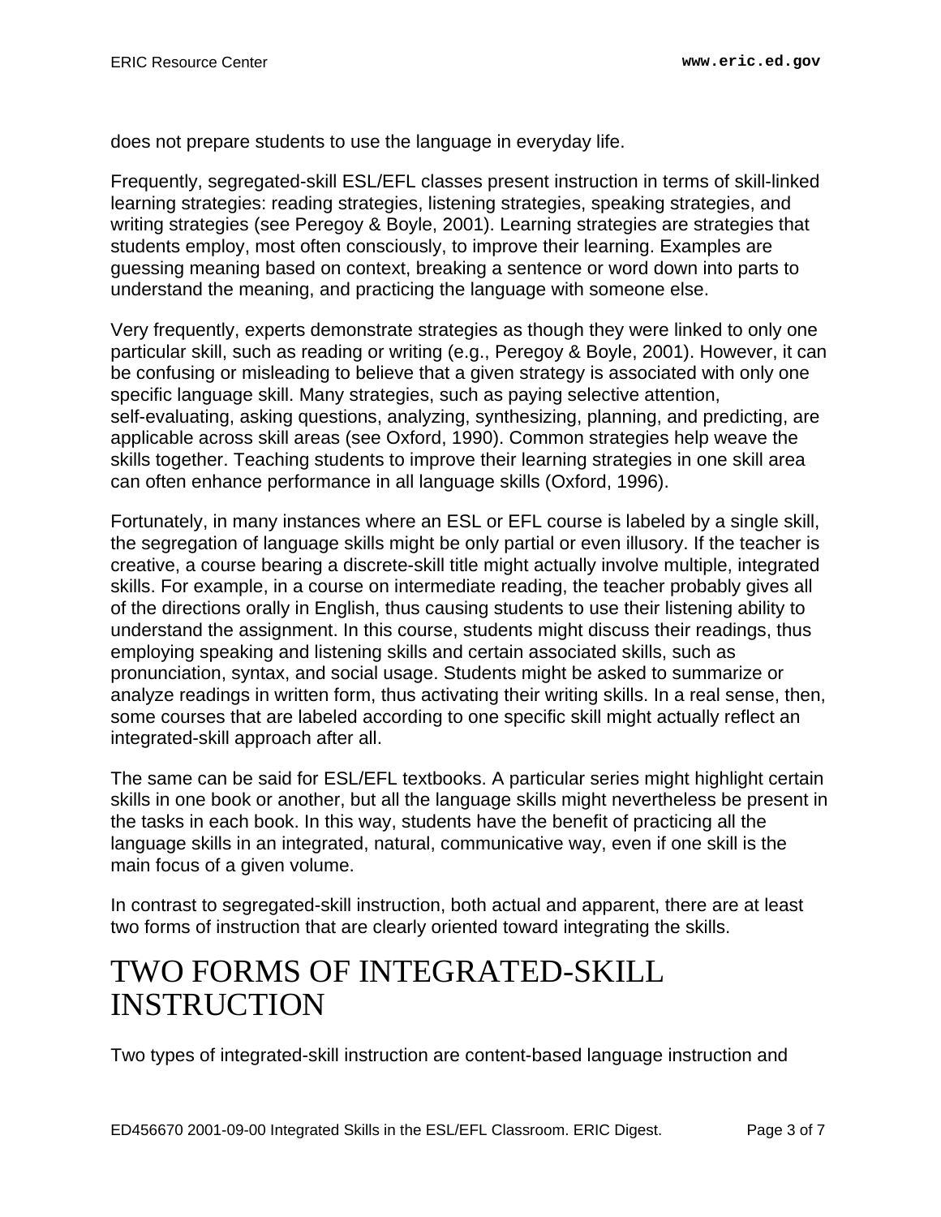does not prepare students to use the language in everyday life.

Frequently, segregated-skill ESL/EFL classes present instruction in terms of skill-linked learning strategies: reading strategies, listening strategies, speaking strategies, and writing strategies (see Peregoy & Boyle, 2001). Learning strategies are strategies that students employ, most often consciously, to improve their learning. Examples are guessing meaning based on context, breaking a sentence or word down into parts to understand the meaning, and practicing the language with someone else.

Very frequently, experts demonstrate strategies as though they were linked to only one particular skill, such as reading or writing (e.g., Peregoy & Boyle, 2001). However, it can be confusing or misleading to believe that a given strategy is associated with only one specific language skill. Many strategies, such as paying selective attention, self-evaluating, asking questions, analyzing, synthesizing, planning, and predicting, are applicable across skill areas (see Oxford, 1990). Common strategies help weave the skills together. Teaching students to improve their learning strategies in one skill area can often enhance performance in all language skills (Oxford, 1996).

Fortunately, in many instances where an ESL or EFL course is labeled by a single skill, the segregation of language skills might be only partial or even illusory. If the teacher is creative, a course bearing a discrete-skill title might actually involve multiple, integrated skills. For example, in a course on intermediate reading, the teacher probably gives all of the directions orally in English, thus causing students to use their listening ability to understand the assignment. In this course, students might discuss their readings, thus employing speaking and listening skills and certain associated skills, such as pronunciation, syntax, and social usage. Students might be asked to summarize or analyze readings in written form, thus activating their writing skills. In a real sense, then, some courses that are labeled according to one specific skill might actually reflect an integrated-skill approach after all.

The same can be said for ESL/EFL textbooks. A particular series might highlight certain skills in one book or another, but all the language skills might nevertheless be present in the tasks in each book. In this way, students have the benefit of practicing all the language skills in an integrated, natural, communicative way, even if one skill is the main focus of a given volume.

In contrast to segregated-skill instruction, both actual and apparent, there are at least two forms of instruction that are clearly oriented toward integrating the skills.

# TWO FORMS OF INTEGRATED-SKILL INSTRUCTION

Two types of integrated-skill instruction are content-based language instruction and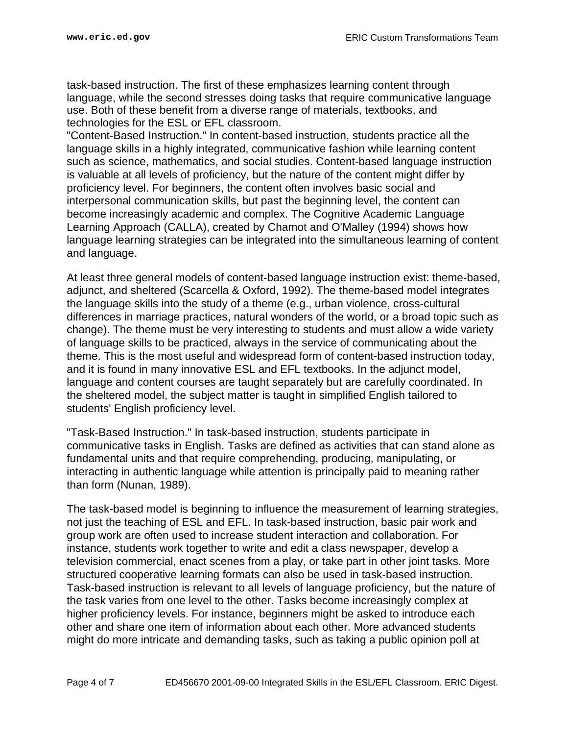task-based instruction. The first of these emphasizes learning content through language, while the second stresses doing tasks that require communicative language use. Both of these benefit from a diverse range of materials, textbooks, and technologies for the ESL or EFL classroom.

"Content-Based Instruction." In content-based instruction, students practice all the language skills in a highly integrated, communicative fashion while learning content such as science, mathematics, and social studies. Content-based language instruction is valuable at all levels of proficiency, but the nature of the content might differ by proficiency level. For beginners, the content often involves basic social and interpersonal communication skills, but past the beginning level, the content can become increasingly academic and complex. The Cognitive Academic Language Learning Approach (CALLA), created by Chamot and O'Malley (1994) shows how language learning strategies can be integrated into the simultaneous learning of content and language.

At least three general models of content-based language instruction exist: theme-based, adjunct, and sheltered (Scarcella & Oxford, 1992). The theme-based model integrates the language skills into the study of a theme (e.g., urban violence, cross-cultural differences in marriage practices, natural wonders of the world, or a broad topic such as change). The theme must be very interesting to students and must allow a wide variety of language skills to be practiced, always in the service of communicating about the theme. This is the most useful and widespread form of content-based instruction today, and it is found in many innovative ESL and EFL textbooks. In the adjunct model, language and content courses are taught separately but are carefully coordinated. In the sheltered model, the subject matter is taught in simplified English tailored to students' English proficiency level.

"Task-Based Instruction." In task-based instruction, students participate in communicative tasks in English. Tasks are defined as activities that can stand alone as fundamental units and that require comprehending, producing, manipulating, or interacting in authentic language while attention is principally paid to meaning rather than form (Nunan, 1989).

The task-based model is beginning to influence the measurement of learning strategies, not just the teaching of ESL and EFL. In task-based instruction, basic pair work and group work are often used to increase student interaction and collaboration. For instance, students work together to write and edit a class newspaper, develop a television commercial, enact scenes from a play, or take part in other joint tasks. More structured cooperative learning formats can also be used in task-based instruction. Task-based instruction is relevant to all levels of language proficiency, but the nature of the task varies from one level to the other. Tasks become increasingly complex at higher proficiency levels. For instance, beginners might be asked to introduce each other and share one item of information about each other. More advanced students might do more intricate and demanding tasks, such as taking a public opinion poll at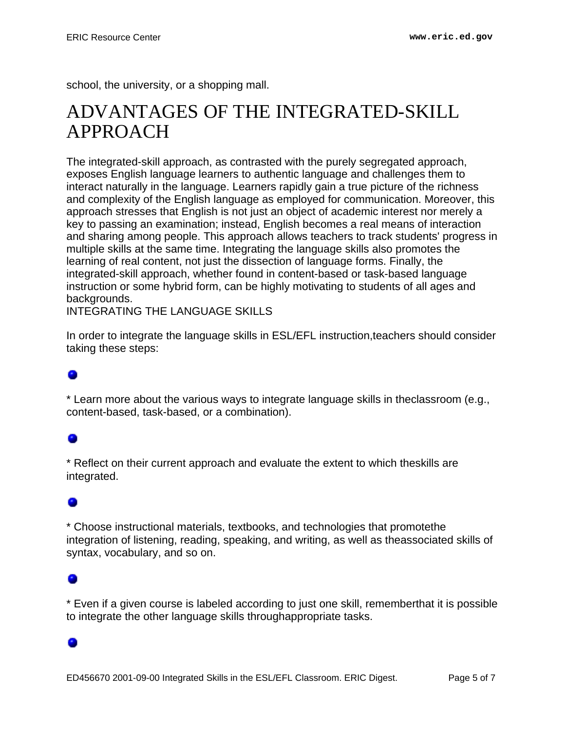school, the university, or a shopping mall.

# ADVANTAGES OF THE INTEGRATED-SKILL APPROACH

The integrated-skill approach, as contrasted with the purely segregated approach, exposes English language learners to authentic language and challenges them to interact naturally in the language. Learners rapidly gain a true picture of the richness and complexity of the English language as employed for communication. Moreover, this approach stresses that English is not just an object of academic interest nor merely a key to passing an examination; instead, English becomes a real means of interaction and sharing among people. This approach allows teachers to track students' progress in multiple skills at the same time. Integrating the language skills also promotes the learning of real content, not just the dissection of language forms. Finally, the integrated-skill approach, whether found in content-based or task-based language instruction or some hybrid form, can be highly motivating to students of all ages and backgrounds.
INTEGRATING THE LANGUAGE SKILLS

In order to integrate the language skills in ESL/EFL instruction,teachers should consider taking these steps:

- * Learn more about the various ways to integrate language skills in theclassroom (e.g., content-based, task-based, or a combination).

- * Reflect on their current approach and evaluate the extent to which theskills are integrated.

- * Choose instructional materials, textbooks, and technologies that promotethe integration of listening, reading, speaking, and writing, as well as theassociated skills of syntax, vocabulary, and so on.

- * Even if a given course is labeled according to just one skill, rememberthat it is possible to integrate the other language skills throughappropriate tasks.

-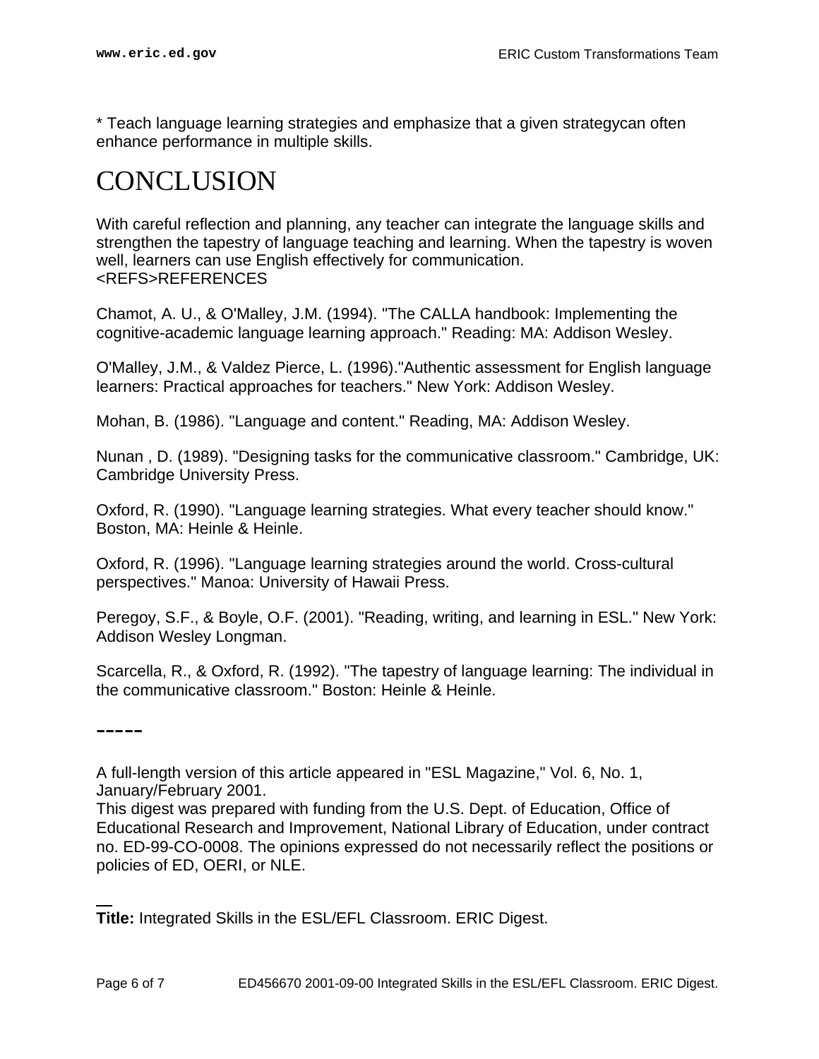* Teach language learning strategies and emphasize that a given strategycan often enhance performance in multiple skills.

# CONCLUSION

With careful reflection and planning, any teacher can integrate the language skills and strengthen the tapestry of language teaching and learning. When the tapestry is woven well, learners can use English effectively for communication.
<REFS>REFERENCES

Chamot, A. U., & O'Malley, J.M. (1994). "The CALLA handbook: Implementing the cognitive-academic language learning approach." Reading: MA: Addison Wesley.

O'Malley, J.M., & Valdez Pierce, L. (1996)."Authentic assessment for English language learners: Practical approaches for teachers." New York: Addison Wesley.

Mohan, B. (1986). "Language and content." Reading, MA: Addison Wesley.

Nunan , D. (1989). "Designing tasks for the communicative classroom." Cambridge, UK: Cambridge University Press.

Oxford, R. (1990). "Language learning strategies. What every teacher should know." Boston, MA: Heinle & Heinle.

Oxford, R. (1996). "Language learning strategies around the world. Cross-cultural perspectives." Manoa: University of Hawaii Press.

Peregoy, S.F., & Boyle, O.F. (2001). "Reading, writing, and learning in ESL." New York: Addison Wesley Longman.

Scarcella, R., & Oxford, R. (1992). "The tapestry of language learning: The individual in the communicative classroom." Boston: Heinle & Heinle.

-----

A full-length version of this article appeared in "ESL Magazine," Vol. 6, No. 1, January/February 2001.
This digest was prepared with funding from the U.S. Dept. of Education, Office of Educational Research and Improvement, National Library of Education, under contract no. ED-99-CO-0008. The opinions expressed do not necessarily reflect the positions or policies of ED, OERI, or NLE.

**Title:** Integrated Skills in the ESL/EFL Classroom. ERIC Digest.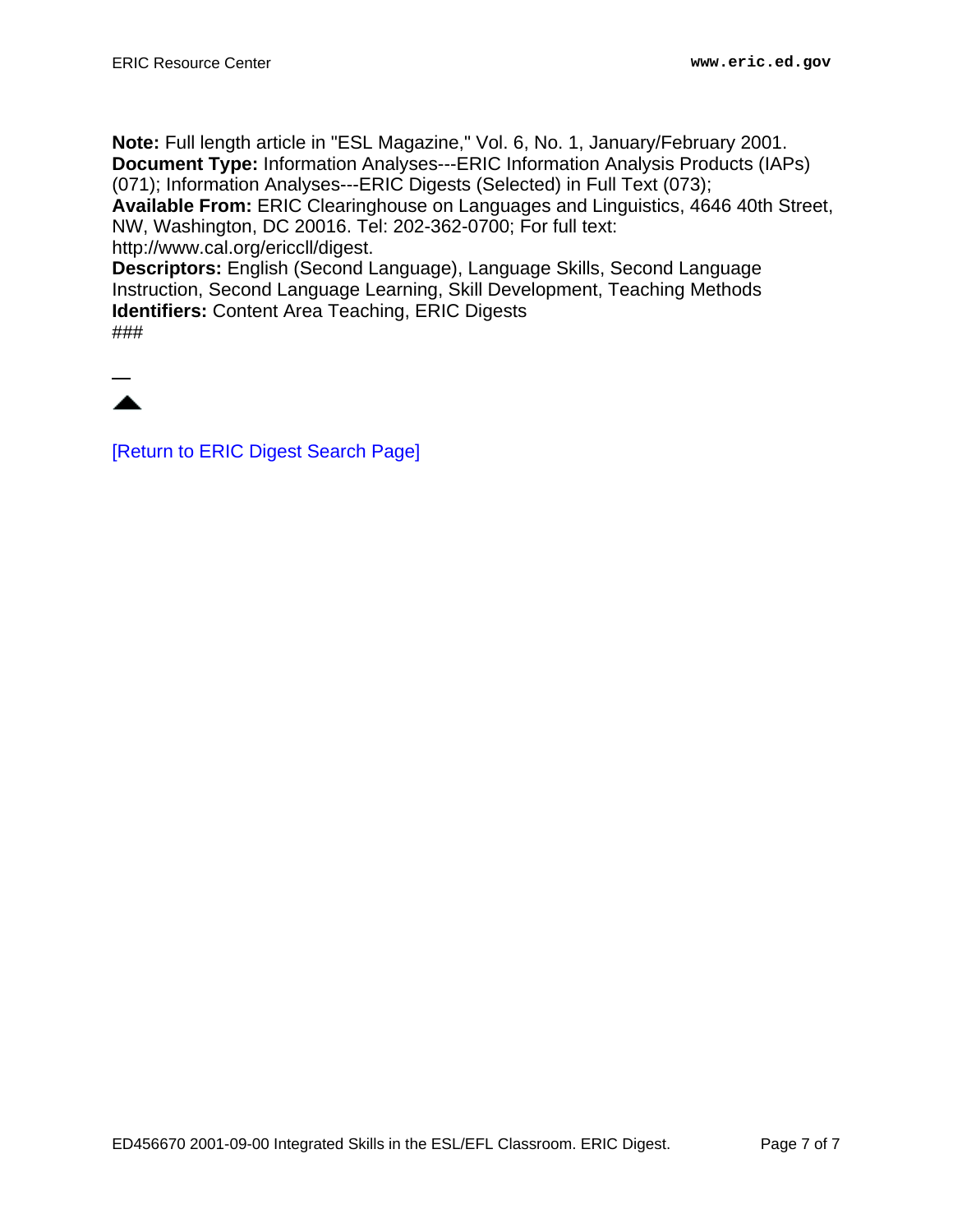**Note:** Full length article in "ESL Magazine," Vol. 6, No. 1, January/February 2001.
**Document Type:** Information Analyses---ERIC Information Analysis Products (IAPs) (071); Information Analyses---ERIC Digests (Selected) in Full Text (073);
**Available From:** ERIC Clearinghouse on Languages and Linguistics, 4646 40th Street, NW, Washington, DC 20016. Tel: 202-362-0700; For full text: http://www.cal.org/ericcll/digest.
**Descriptors:** English (Second Language), Language Skills, Second Language Instruction, Second Language Learning, Skill Development, Teaching Methods
**Identifiers:** Content Area Teaching, ERIC Digests
###

[Return to ERIC Digest Search Page]